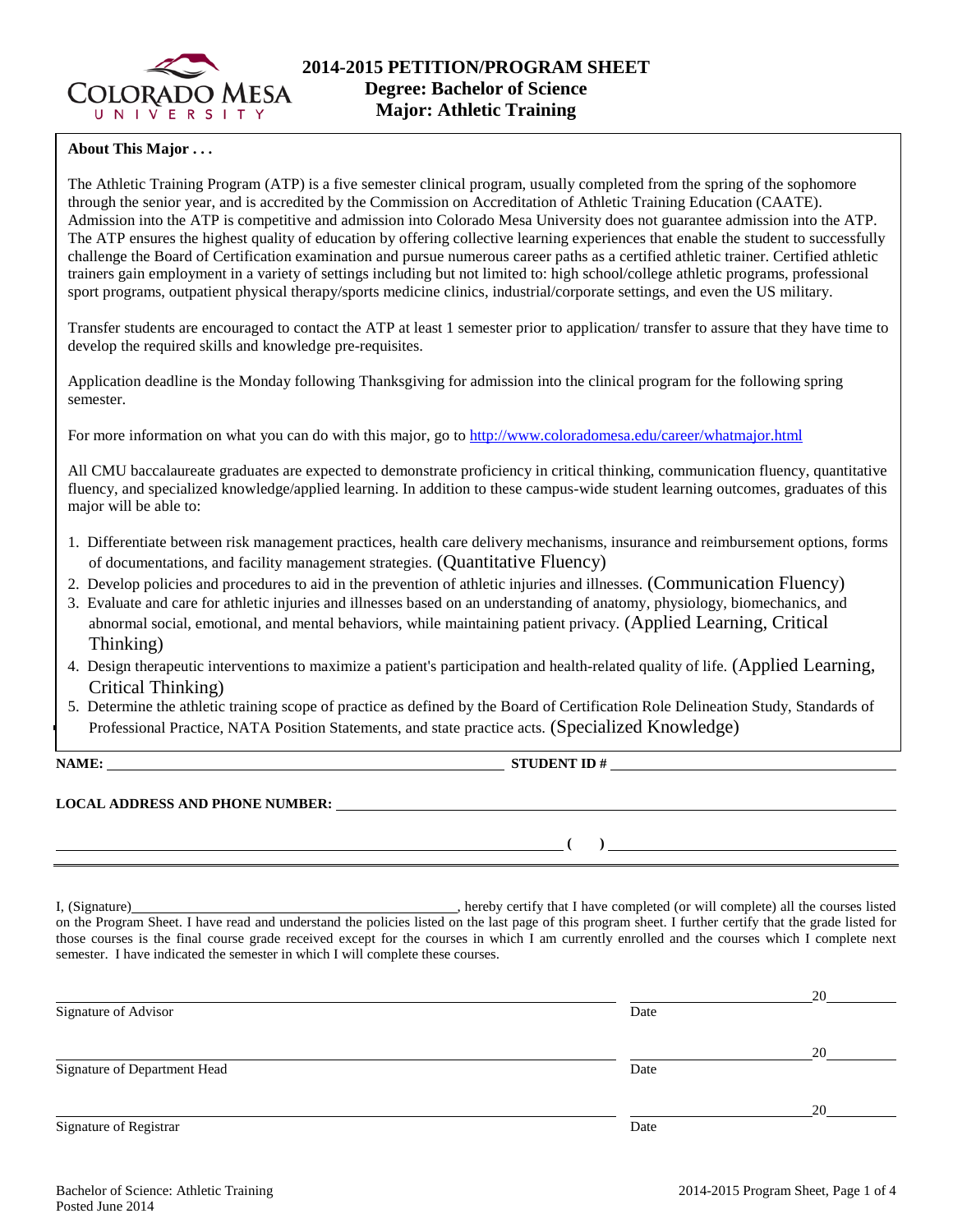# 2014-2015 PETITION/PROGRAM SHEET
## Degree: Bachelor of Science
## Major: Athletic Training

**About This Major . . .**

The Athletic Training Program (ATP) is a five semester clinical program, usually completed from the spring of the sophomore through the senior year, and is accredited by the Commission on Accreditation of Athletic Training Education (CAATE). Admission into the ATP is competitive and admission into Colorado Mesa University does not guarantee admission into the ATP. The ATP ensures the highest quality of education by offering collective learning experiences that enable the student to successfully challenge the Board of Certification examination and pursue numerous career paths as a certified athletic trainer. Certified athletic trainers gain employment in a variety of settings including but not limited to: high school/college athletic programs, professional sport programs, outpatient physical therapy/sports medicine clinics, industrial/corporate settings, and even the US military.

Transfer students are encouraged to contact the ATP at least 1 semester prior to application/ transfer to assure that they have time to develop the required skills and knowledge pre-requisites.

Application deadline is the Monday following Thanksgiving for admission into the clinical program for the following spring semester.

For more information on what you can do with this major, go to http://www.coloradomesa.edu/career/whatmajor.html

All CMU baccalaureate graduates are expected to demonstrate proficiency in critical thinking, communication fluency, quantitative fluency, and specialized knowledge/applied learning. In addition to these campus-wide student learning outcomes, graduates of this major will be able to:

1. Differentiate between risk management practices, health care delivery mechanisms, insurance and reimbursement options, forms of documentations, and facility management strategies. (Quantitative Fluency)
2. Develop policies and procedures to aid in the prevention of athletic injuries and illnesses. (Communication Fluency)
3. Evaluate and care for athletic injuries and illnesses based on an understanding of anatomy, physiology, biomechanics, and abnormal social, emotional, and mental behaviors, while maintaining patient privacy. (Applied Learning, Critical Thinking)
4. Design therapeutic interventions to maximize a patient's participation and health-related quality of life. (Applied Learning, Critical Thinking)
5. Determine the athletic training scope of practice as defined by the Board of Certification Role Delineation Study, Standards of Professional Practice, NATA Position Statements, and state practice acts. (Specialized Knowledge)

**NAME:** ______________________________ **STUDENT ID #** ______________________________

**LOCAL ADDRESS AND PHONE NUMBER:** ______________________________

______________________________ **( )** ______________________________

I, (Signature)______________________________, hereby certify that I have completed (or will complete) all the courses listed on the Program Sheet. I have read and understand the policies listed on the last page of this program sheet. I further certify that the grade listed for those courses is the final course grade received except for the courses in which I am currently enrolled and the courses which I complete next semester. I have indicated the semester in which I will complete these courses.

______________________________ ______________ 20______
Signature of Advisor Date

______________________________ ______________ 20______
Signature of Department Head Date

______________________________ ______________ 20______
Signature of Registrar Date

Bachelor of Science: Athletic Training
Posted June 2014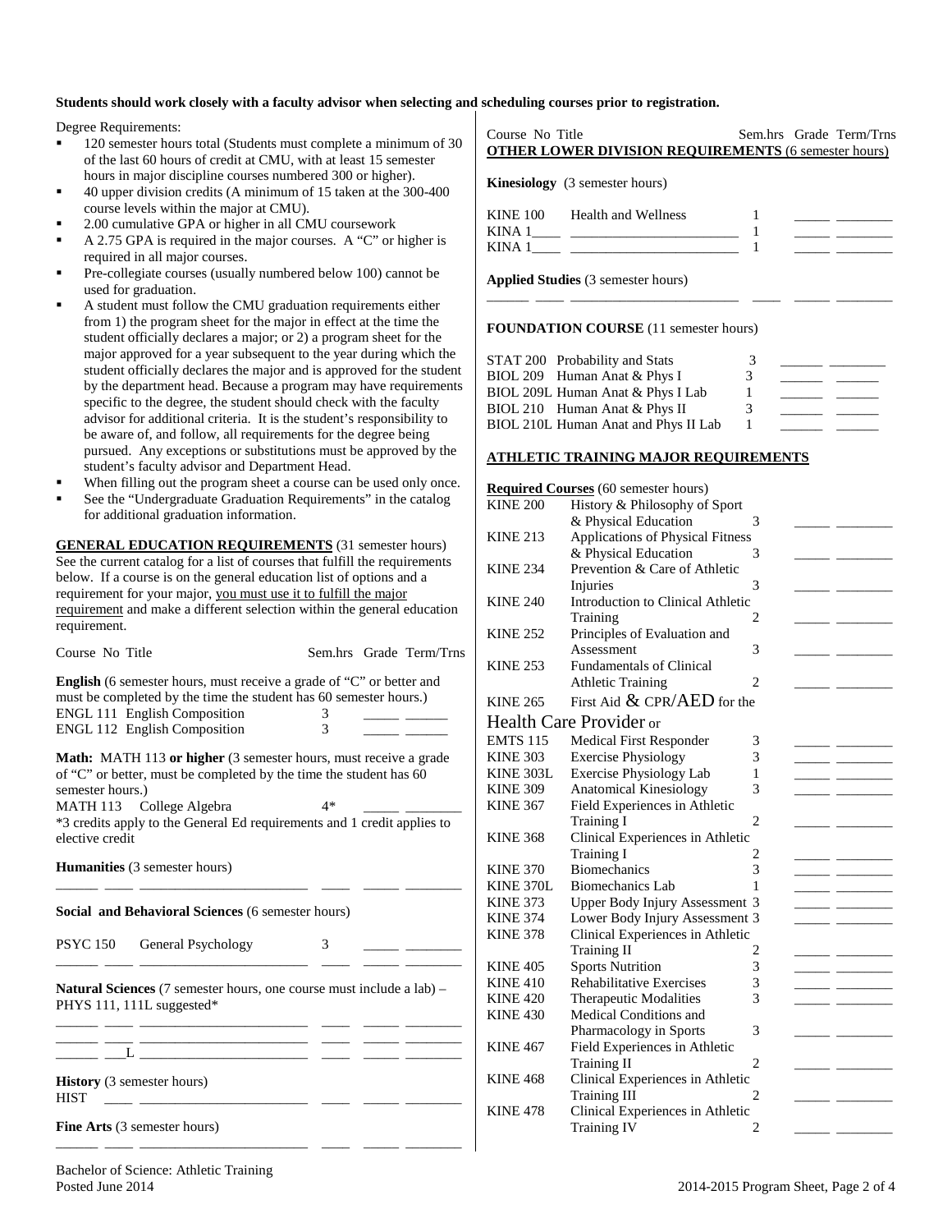**Students should work closely with a faculty advisor when selecting and scheduling courses prior to registration.**

Degree Requirements:

- 120 semester hours total (Students must complete a minimum of 30 of the last 60 hours of credit at CMU, with at least 15 semester hours in major discipline courses numbered 300 or higher).
- 40 upper division credits (A minimum of 15 taken at the 300-400 course levels within the major at CMU).
- 2.00 cumulative GPA or higher in all CMU coursework
- A 2.75 GPA is required in the major courses. A "C" or higher is required in all major courses.
- Pre-collegiate courses (usually numbered below 100) cannot be used for graduation.
- A student must follow the CMU graduation requirements either from 1) the program sheet for the major in effect at the time the student officially declares a major; or 2) a program sheet for the major approved for a year subsequent to the year during which the student officially declares the major and is approved for the student by the department head. Because a program may have requirements specific to the degree, the student should check with the faculty advisor for additional criteria. It is the student's responsibility to be aware of, and follow, all requirements for the degree being pursued. Any exceptions or substitutions must be approved by the student's faculty advisor and Department Head.
- When filling out the program sheet a course can be used only once.
- See the "Undergraduate Graduation Requirements" in the catalog for additional graduation information.

**GENERAL EDUCATION REQUIREMENTS** (31 semester hours) See the current catalog for a list of courses that fulfill the requirements below. If a course is on the general education list of options and a requirement for your major, you must use it to fulfill the major requirement and make a different selection within the general education requirement.

| Course No | Title | Sem.hrs | Grade | Term/Trns |
|---|---|---|---|---|

**English** (6 semester hours, must receive a grade of "C" or better and must be completed by the time the student has 60 semester hours.)

| Course No | Title | Sem.hrs | Grade | Term/Trns |
|---|---|---|---|---|
| ENGL 111 | English Composition | 3 | _____ | _____ |
| ENGL 112 | English Composition | 3 | _____ | _____ |

**Math:** MATH 113 **or higher** (3 semester hours, must receive a grade of "C" or better, must be completed by the time the student has 60 semester hours.)

| Course No | Title | Sem.hrs | Grade | Term/Trns |
|---|---|---|---|---|
| MATH 113 | College Algebra | 4* | _____ | _____ |

*3 credits apply to the General Ed requirements and 1 credit applies to elective credit

**Humanities** (3 semester hours)

| Course No | Title | Sem.hrs | Grade | Term/Trns |
|---|---|---|---|---|
| ______ ____ | ____________ | ____ | _____ | _____ |

**Social and Behavioral Sciences** (6 semester hours)

| Course No | Title | Sem.hrs | Grade | Term/Trns |
|---|---|---|---|---|
| PSYC 150 | General Psychology | 3 | _____ | _____ |
| ______ ____ | ____________ | ____ | _____ | _____ |

**Natural Sciences** (7 semester hours, one course must include a lab) – PHYS 111, 111L suggested*

| Course No | Title | Sem.hrs | Grade | Term/Trns |
|---|---|---|---|---|
| ______ ____ | ____________ | ____ | _____ | _____ |
| ______ ____ | ____________ | ____ | _____ | _____ |
| ______ ___L | ____________ | ____ | _____ | _____ |

**History** (3 semester hours)

| Course No | Title | Sem.hrs | Grade | Term/Trns |
|---|---|---|---|---|
| HIST ____ | ____________ | ____ | _____ | _____ |

**Fine Arts** (3 semester hours)

| Course No | Title | Sem.hrs | Grade | Term/Trns |
|---|---|---|---|---|
| ______ ____ | ____________ | ____ | _____ | _____ |

**OTHER LOWER DIVISION REQUIREMENTS** (6 semester hours)

**Kinesiology** (3 semester hours)

| Course No | Title | Sem.hrs | Grade | Term/Trns |
|---|---|---|---|---|
| KINE 100 | Health and Wellness | 1 | _____ | _____ |
| KINA 1____ | ____________ | 1 | _____ | _____ |
| KINA 1____ | ____________ | 1 | _____ | _____ |

**Applied Studies** (3 semester hours)

| Course No | Title | Sem.hrs | Grade | Term/Trns |
|---|---|---|---|---|
| ______ ____ | ____________ | ____ | _____ | _____ |

**FOUNDATION COURSE** (11 semester hours)

| Course No | Title | Sem.hrs | Grade | Term/Trns |
|---|---|---|---|---|
| STAT 200 | Probability and Stats | 3 | _____ | _____ |
| BIOL 209 | Human Anat & Phys I | 3 | _____ | _____ |
| BIOL 209L | Human Anat & Phys I Lab | 1 | _____ | _____ |
| BIOL 210 | Human Anat & Phys II | 3 | _____ | _____ |
| BIOL 210L | Human Anat and Phys II Lab | 1 | _____ | _____ |

**ATHLETIC TRAINING MAJOR REQUIREMENTS**

**Required Courses** (60 semester hours)

| Course No | Title | Sem.hrs | Grade | Term/Trns |
|---|---|---|---|---|
| KINE 200 | History & Philosophy of Sport & Physical Education | 3 | _____ | _____ |
| KINE 213 | Applications of Physical Fitness & Physical Education | 3 | _____ | _____ |
| KINE 234 | Prevention & Care of Athletic Injuries | 3 | _____ | _____ |
| KINE 240 | Introduction to Clinical Athletic Training | 2 | _____ | _____ |
| KINE 252 | Principles of Evaluation and Assessment | 3 | _____ | _____ |
| KINE 253 | Fundamentals of Clinical Athletic Training | 2 | _____ | _____ |
| KINE 265 | First Aid & CPR/AED for the Health Care Provider or | | | |
| EMTS 115 | Medical First Responder | 3 | _____ | _____ |
| KINE 303 | Exercise Physiology | 3 | _____ | _____ |
| KINE 303L | Exercise Physiology Lab | 1 | _____ | _____ |
| KINE 309 | Anatomical Kinesiology | 3 | _____ | _____ |
| KINE 367 | Field Experiences in Athletic Training I | 2 | _____ | _____ |
| KINE 368 | Clinical Experiences in Athletic Training I | 2 | _____ | _____ |
| KINE 370 | Biomechanics | 3 | _____ | _____ |
| KINE 370L | Biomechanics Lab | 1 | _____ | _____ |
| KINE 373 | Upper Body Injury Assessment | 3 | _____ | _____ |
| KINE 374 | Lower Body Injury Assessment | 3 | _____ | _____ |
| KINE 378 | Clinical Experiences in Athletic Training II | 2 | _____ | _____ |
| KINE 405 | Sports Nutrition | 3 | _____ | _____ |
| KINE 410 | Rehabilitative Exercises | 3 | _____ | _____ |
| KINE 420 | Therapeutic Modalities | 3 | _____ | _____ |
| KINE 430 | Medical Conditions and Pharmacology in Sports | 3 | _____ | _____ |
| KINE 467 | Field Experiences in Athletic Training II | 2 | _____ | _____ |
| KINE 468 | Clinical Experiences in Athletic Training III | 2 | _____ | _____ |
| KINE 478 | Clinical Experiences in Athletic Training IV | 2 | _____ | _____ |

Bachelor of Science: Athletic Training
Posted June 2014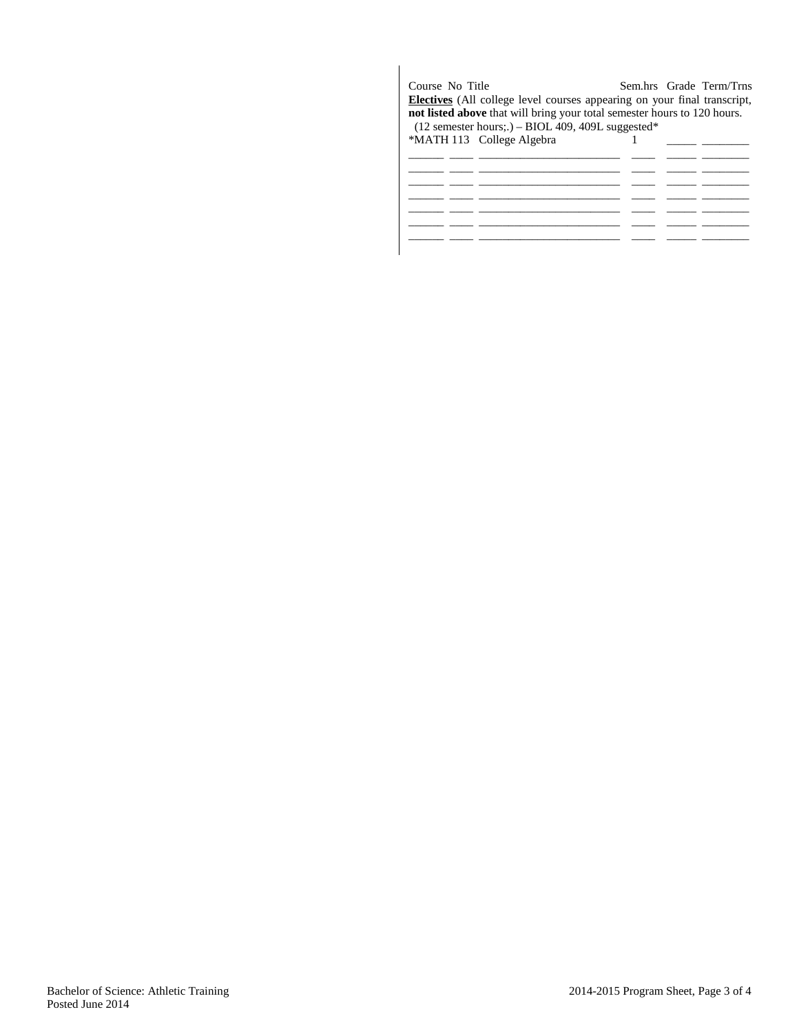Course No Title Sem.hrs Grade Term/Trns

**Electives** (All college level courses appearing on your final transcript, **not listed above** that will bring your total semester hours to 120 hours. (12 semester hours;.) – BIOL 409, 409L suggested*

| Course | No | Title | Sem.hrs | Grade | Term/Trns |
|---|---|---|---|---|---|
| *MATH | 113 | College Algebra | 1 | _____ | ________ |
| ______ | ____ | ______________________ | ____ | _____ | ________ |
| ______ | ____ | ______________________ | ____ | _____ | ________ |
| ______ | ____ | ______________________ | ____ | _____ | ________ |
| ______ | ____ | ______________________ | ____ | _____ | ________ |
| ______ | ____ | ______________________ | ____ | _____ | ________ |
| ______ | ____ | ______________________ | ____ | _____ | ________ |
| ______ | ____ | ______________________ | ____ | _____ | ________ |

Bachelor of Science: Athletic Training
Posted June 2014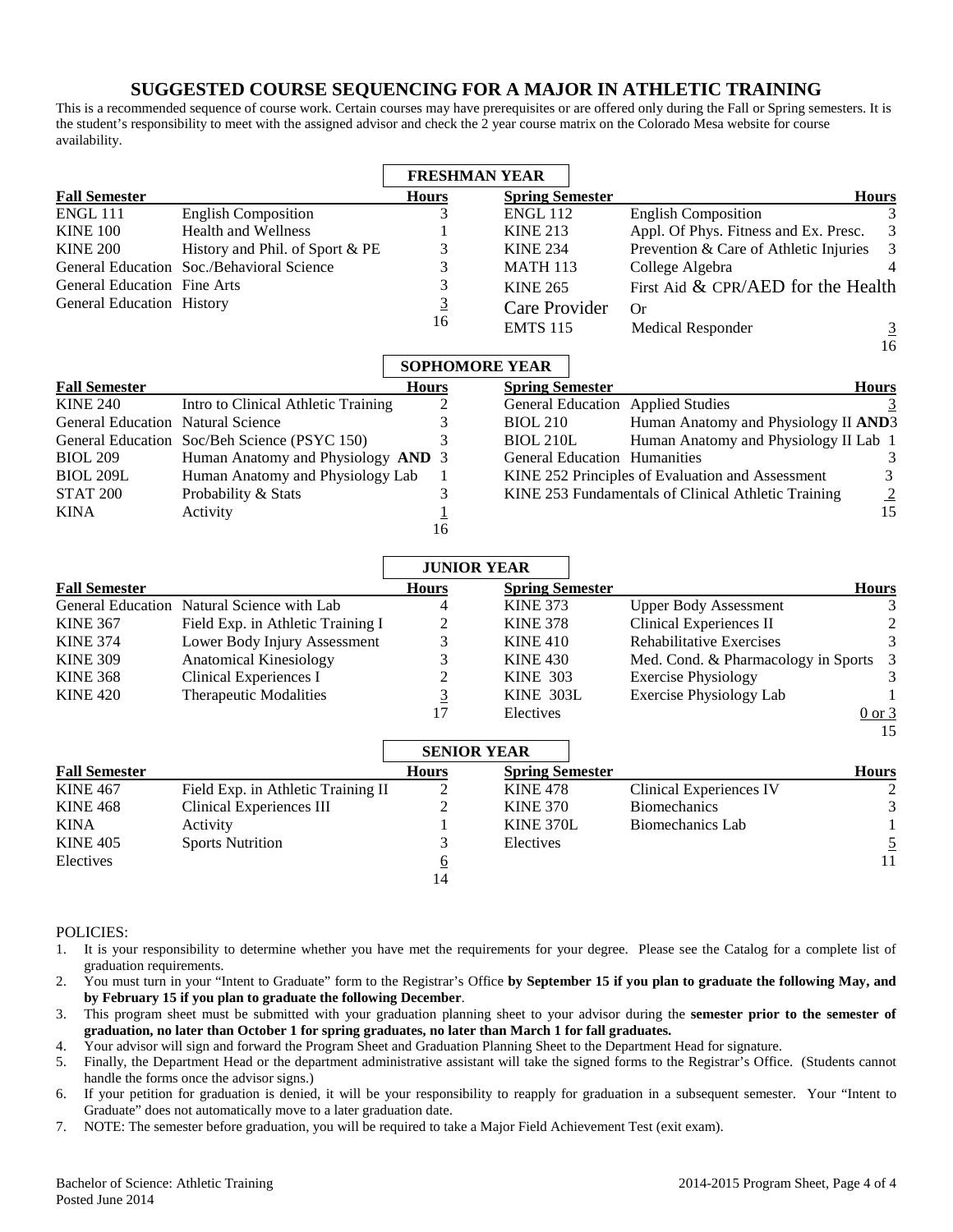# SUGGESTED COURSE SEQUENCING FOR A MAJOR IN ATHLETIC TRAINING

This is a recommended sequence of course work. Certain courses may have prerequisites or are offered only during the Fall or Spring semesters. It is the student's responsibility to meet with the assigned advisor and check the 2 year course matrix on the Colorado Mesa website for course availability.

## FRESHMAN YEAR

| Fall Semester | | Hours | Spring Semester | | Hours |
|---|---|---|---|---|---|
| ENGL 111 | English Composition | 3 | ENGL 112 | English Composition | 3 |
| KINE 100 | Health and Wellness | 1 | KINE 213 | Appl. Of Phys. Fitness and Ex. Presc. | 3 |
| KINE 200 | History and Phil. of Sport & PE | 3 | KINE 234 | Prevention & Care of Athletic Injuries | 3 |
| General Education | Soc./Behavioral Science | 3 | MATH 113 | College Algebra | 4 |
| General Education | Fine Arts | 3 | KINE 265 | First Aid & CPR/AED for the Health Care Provider | |
| General Education | History | 3 | Or | | |
| | | 16 | EMTS 115 | Medical Responder | 3 |
| | | | | | 16 |

## SOPHOMORE YEAR

| Fall Semester | | Hours | Spring Semester | | Hours |
|---|---|---|---|---|---|
| KINE 240 | Intro to Clinical Athletic Training | 2 | General Education | Applied Studies | 3 |
| General Education | Natural Science | 3 | BIOL 210 | Human Anatomy and Physiology II **AND** | 3 |
| General Education | Soc/Beh Science (PSYC 150) | 3 | BIOL 210L | Human Anatomy and Physiology II Lab | 1 |
| BIOL 209 | Human Anatomy and Physiology **AND** | 3 | General Education | Humanities | 3 |
| BIOL 209L | Human Anatomy and Physiology Lab | 1 | KINE 252 | Principles of Evaluation and Assessment | 3 |
| STAT 200 | Probability & Stats | 3 | KINE 253 | Fundamentals of Clinical Athletic Training | 2 |
| KINA | Activity | 1 | | | 15 |
| | | 16 | | | |

## JUNIOR YEAR

| Fall Semester | | Hours | Spring Semester | | Hours |
|---|---|---|---|---|---|
| General Education | Natural Science with Lab | 4 | KINE 373 | Upper Body Assessment | 3 |
| KINE 367 | Field Exp. in Athletic Training I | 2 | KINE 378 | Clinical Experiences II | 2 |
| KINE 374 | Lower Body Injury Assessment | 3 | KINE 410 | Rehabilitative Exercises | 3 |
| KINE 309 | Anatomical Kinesiology | 3 | KINE 430 | Med. Cond. & Pharmacology in Sports | 3 |
| KINE 368 | Clinical Experiences I | 2 | KINE 303 | Exercise Physiology | 3 |
| KINE 420 | Therapeutic Modalities | 3 | KINE 303L | Exercise Physiology Lab | 1 |
| | | 17 | Electives | | 0 or 3 |
| | | | | | 15 |

## SENIOR YEAR

| Fall Semester | | Hours | Spring Semester | | Hours |
|---|---|---|---|---|---|
| KINE 467 | Field Exp. in Athletic Training II | 2 | KINE 478 | Clinical Experiences IV | 2 |
| KINE 468 | Clinical Experiences III | 2 | KINE 370 | Biomechanics | 3 |
| KINA | Activity | 1 | KINE 370L | Biomechanics Lab | 1 |
| KINE 405 | Sports Nutrition | 3 | Electives | | 5 |
| Electives | | 6 | | | 11 |
| | | 14 | | | |

POLICIES:

1. It is your responsibility to determine whether you have met the requirements for your degree. Please see the Catalog for a complete list of graduation requirements.
2. You must turn in your "Intent to Graduate" form to the Registrar's Office **by September 15 if you plan to graduate the following May, and by February 15 if you plan to graduate the following December**.
3. This program sheet must be submitted with your graduation planning sheet to your advisor during the **semester prior to the semester of graduation, no later than October 1 for spring graduates, no later than March 1 for fall graduates.**
4. Your advisor will sign and forward the Program Sheet and Graduation Planning Sheet to the Department Head for signature.
5. Finally, the Department Head or the department administrative assistant will take the signed forms to the Registrar's Office. (Students cannot handle the forms once the advisor signs.)
6. If your petition for graduation is denied, it will be your responsibility to reapply for graduation in a subsequent semester. Your "Intent to Graduate" does not automatically move to a later graduation date.
7. NOTE: The semester before graduation, you will be required to take a Major Field Achievement Test (exit exam).

Bachelor of Science: Athletic Training
Posted June 2014